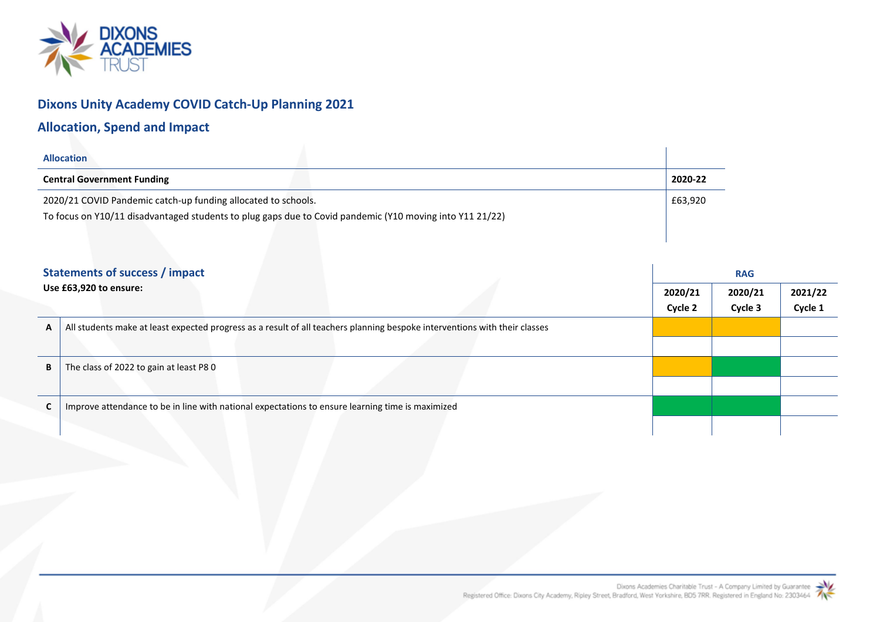## Dixons Unity Academy COVID Catch-Up Planning 2021

## Allocation, Spend and Impact

| Allocation | |
|---|---|
| **Central Government Funding** | **2020-22** |
| 2020/21 COVID Pandemic catch-up funding allocated to schools.<br>To focus on Y10/11 disadvantaged students to plug gaps due to Covid pandemic (Y10 moving into Y11 21/22) | £63,920 |

### Statements of success / impact

| | **Use £63,920 to ensure:** | **RAG** 2020/21 Cycle 2 | 2020/21 Cycle 3 | 2021/22 Cycle 1 |
|---|---|---|---|---|
| **A** | All students make at least expected progress as a result of all teachers planning bespoke interventions with their classes | Amber | Amber | |
| **B** | The class of 2022 to gain at least P8 0 | Amber | Green | |
| **C** | Improve attendance to be in line with national expectations to ensure learning time is maximized | Green | Green | |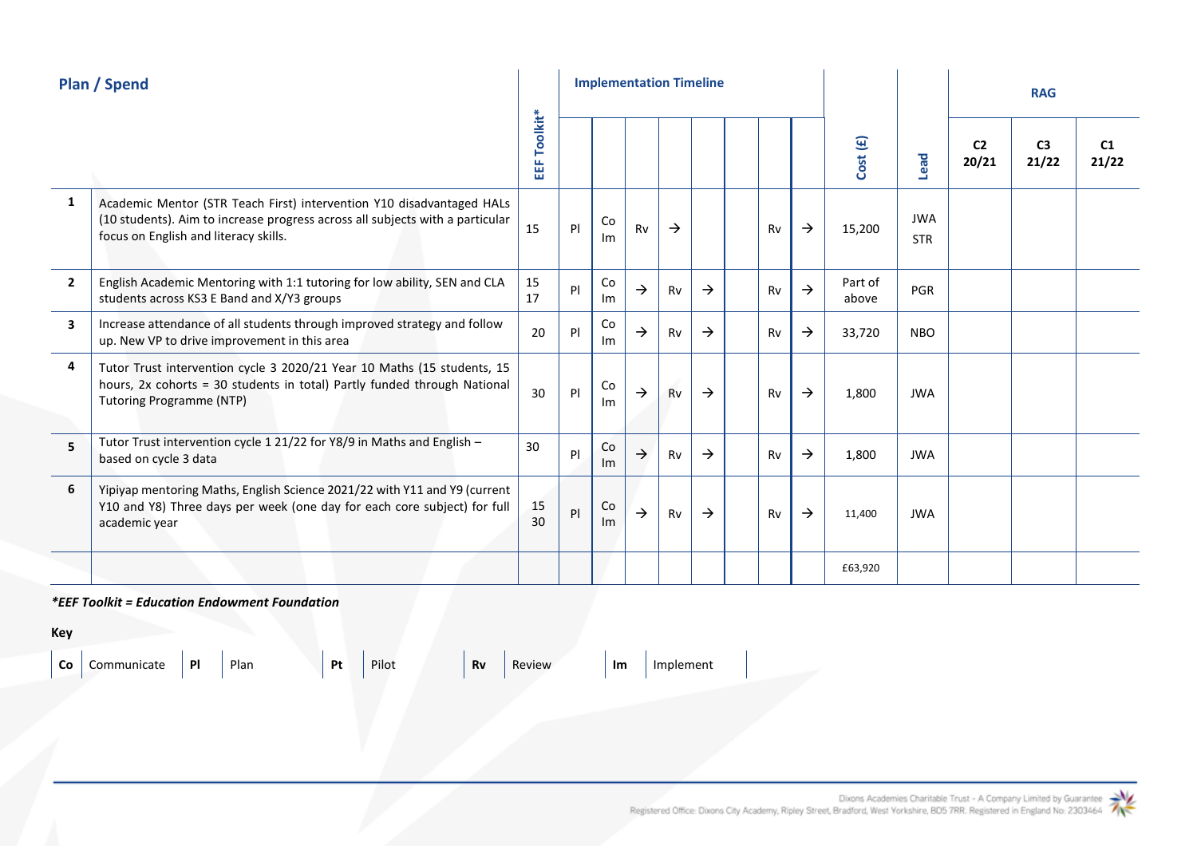## Plan / Spend

| | | EEF Toolkit* | Implementation Timeline | | | | | | | | Cost (£) | Lead | RAG | | |
|---|---|---|---|---|---|---|---|---|---|---|---|---|---|---|---|
| | | | | | | | | | | | | | C2 20/21 | C3 21/22 | C1 21/22 |
| 1 | Academic Mentor (STR Teach First) intervention Y10 disadvantaged HALs (10 students). Aim to increase progress across all subjects with a particular focus on English and literacy skills. | 15 | Pl | Co Im | Rv | → | | | Rv | → | 15,200 | JWA STR | | | |
| 2 | English Academic Mentoring with 1:1 tutoring for low ability, SEN and CLA students across KS3 E Band and X/Y3 groups | 15 17 | Pl | Co Im | → | Rv | → | | Rv | → | Part of above | PGR | | | |
| 3 | Increase attendance of all students through improved strategy and follow up. New VP to drive improvement in this area | 20 | Pl | Co Im | → | Rv | → | | Rv | → | 33,720 | NBO | | | |
| 4 | Tutor Trust intervention cycle 3 2020/21 Year 10 Maths (15 students, 15 hours, 2x cohorts = 30 students in total) Partly funded through National Tutoring Programme (NTP) | 30 | Pl | Co Im | → | Rv | → | | Rv | → | 1,800 | JWA | | | |
| 5 | Tutor Trust intervention cycle 1 21/22 for Y8/9 in Maths and English – based on cycle 3 data | 30 | Pl | Co Im | → | Rv | → | | Rv | → | 1,800 | JWA | | | |
| 6 | Yipiyap mentoring Maths, English Science 2021/22 with Y11 and Y9 (current Y10 and Y8) Three days per week (one day for each core subject) for full academic year | 15 30 | Pl | Co Im | → | Rv | → | | Rv | → | 11,400 | JWA | | | |
| | | | | | | | | | | | £63,920 | | | | |

***EEF Toolkit = Education Endowment Foundation***

**Key**

| **Co** | Communicate | **Pl** | Plan | **Pt** | Pilot | **Rv** | Review | **Im** | Implement |
|---|---|---|---|---|---|---|---|---|---|